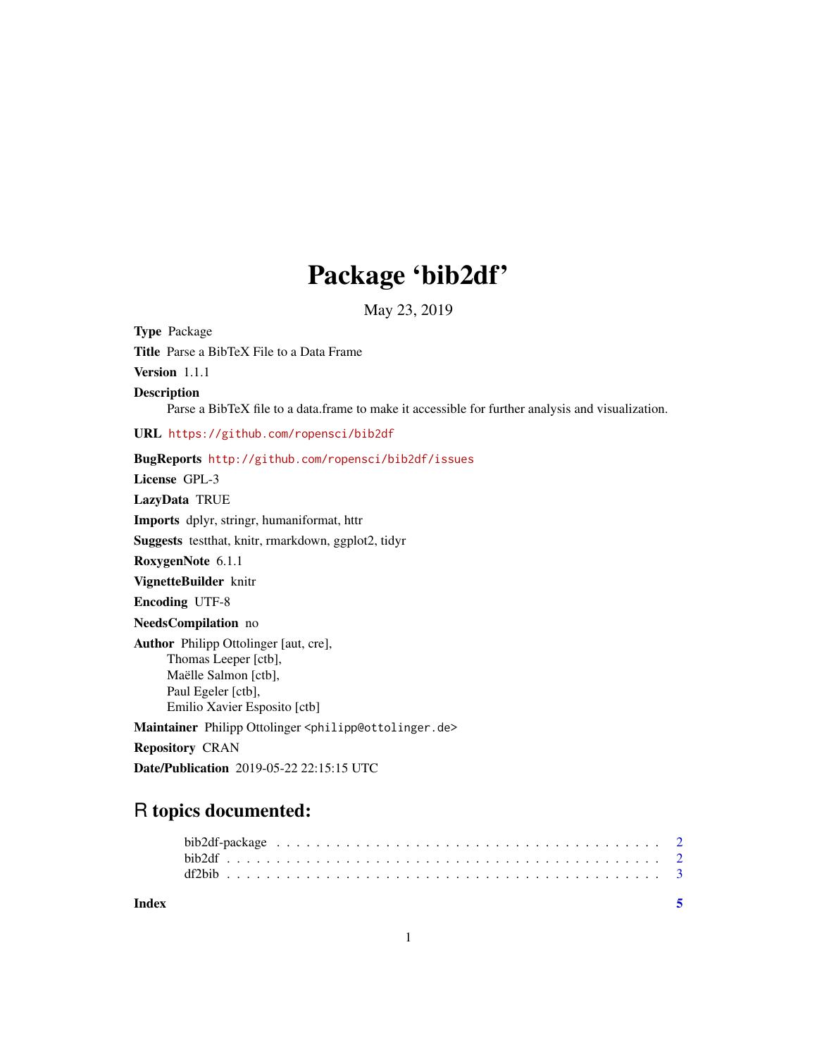# Package 'bib2df'

May 23, 2019

**Type** Package

**Title** Parse a BibTeX File to a Data Frame

**Version** 1.1.1

**Description**
Parse a BibTeX file to a data.frame to make it accessible for further analysis and visualization.

**URL** https://github.com/ropensci/bib2df

**BugReports** http://github.com/ropensci/bib2df/issues

**License** GPL-3

**LazyData** TRUE

**Imports** dplyr, stringr, humaniformat, httr

**Suggests** testthat, knitr, rmarkdown, ggplot2, tidyr

**RoxygenNote** 6.1.1

**VignetteBuilder** knitr

**Encoding** UTF-8

**NeedsCompilation** no

**Author** Philipp Ottolinger [aut, cre],
Thomas Leeper [ctb],
Maëlle Salmon [ctb],
Paul Egeler [ctb],
Emilio Xavier Esposito [ctb]

**Maintainer** Philipp Ottolinger <philipp@ottolinger.de>

**Repository** CRAN

**Date/Publication** 2019-05-22 22:15:15 UTC

## R topics documented:

- bib2df-package . . . . . . . . . . . . . . . . . . . . . . . . . . . . . . . . . . . . 2
- bib2df . . . . . . . . . . . . . . . . . . . . . . . . . . . . . . . . . . . . . . . . . 2
- df2bib . . . . . . . . . . . . . . . . . . . . . . . . . . . . . . . . . . . . . . . . . 3

**Index** 5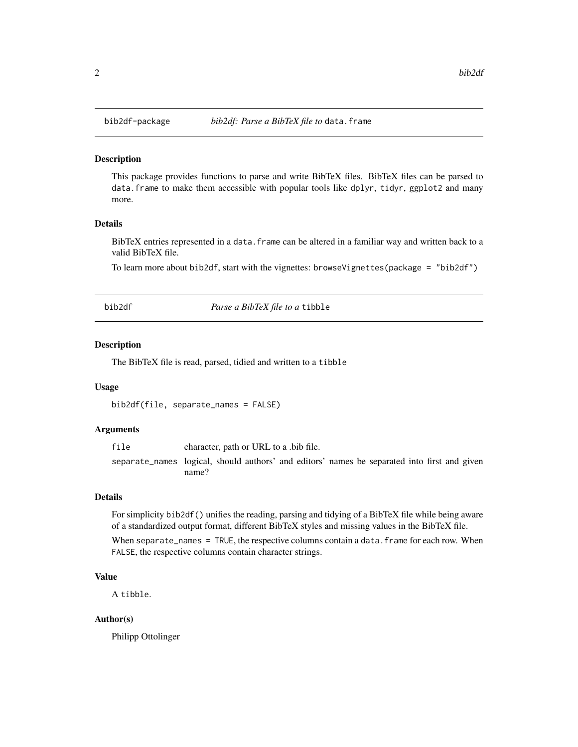## bib2df-package *bib2df: Parse a BibTeX file to* `data.frame`

### Description

This package provides functions to parse and write BibTeX files. BibTeX files can be parsed to `data.frame` to make them accessible with popular tools like `dplyr`, `tidyr`, `ggplot2` and many more.

### Details

BibTeX entries represented in a `data.frame` can be altered in a familiar way and written back to a valid BibTeX file.

To learn more about `bib2df`, start with the vignettes: `browseVignettes(package = "bib2df")`

## bib2df *Parse a BibTeX file to a* `tibble`

### Description

The BibTeX file is read, parsed, tidied and written to a `tibble`

### Usage

```
bib2df(file, separate_names = FALSE)
```

### Arguments

| | |
|---|---|
| `file` | character, path or URL to a .bib file. |
| `separate_names` | logical, should authors' and editors' names be separated into first and given name? |

### Details

For simplicity `bib2df()` unifies the reading, parsing and tidying of a BibTeX file while being aware of a standardized output format, different BibTeX styles and missing values in the BibTeX file.

When `separate_names = TRUE`, the respective columns contain a `data.frame` for each row. When `FALSE`, the respective columns contain character strings.

### Value

A `tibble`.

### Author(s)

Philipp Ottolinger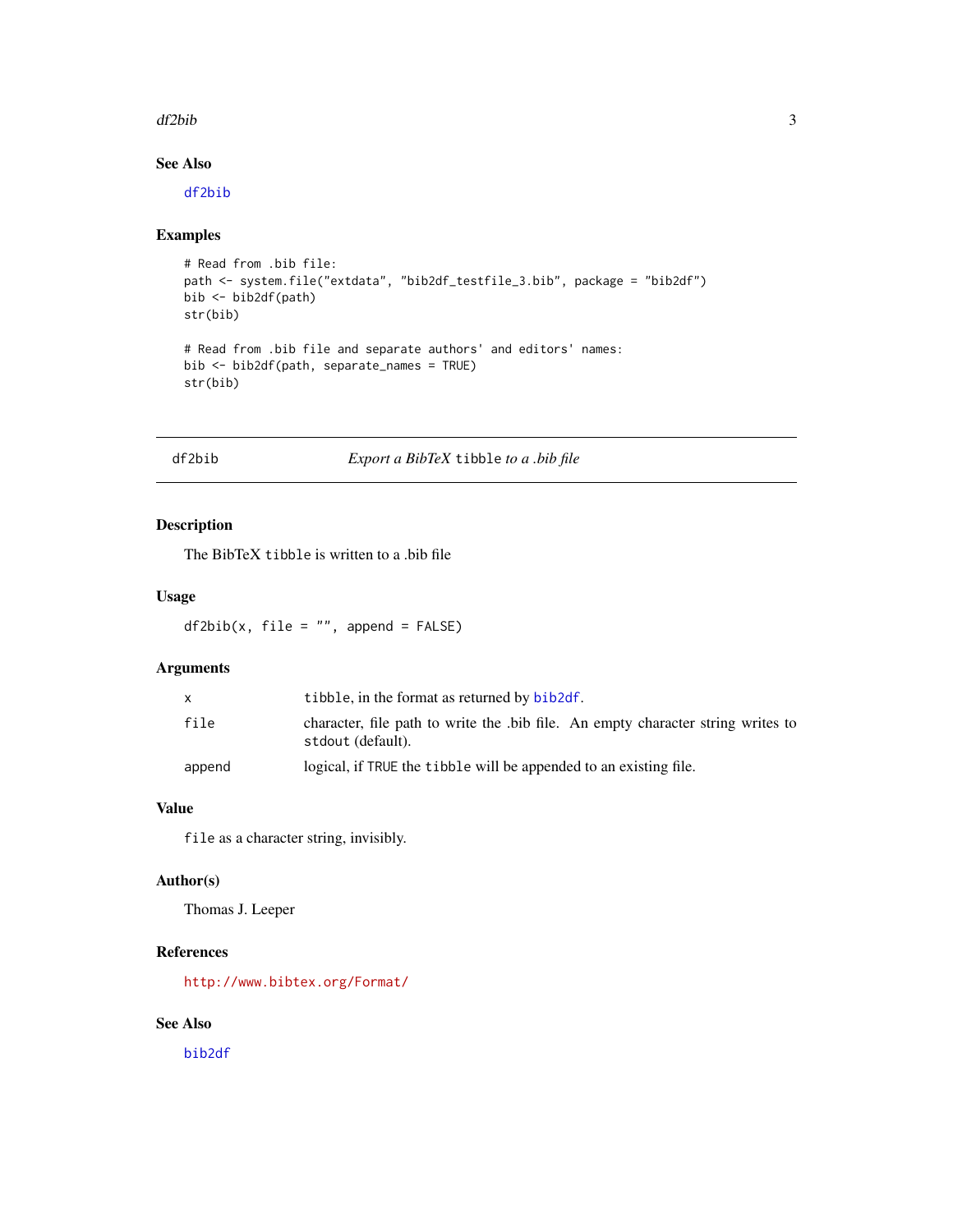### See Also

df2bib

### Examples

```
# Read from .bib file:
path <- system.file("extdata", "bib2df_testfile_3.bib", package = "bib2df")
bib <- bib2df(path)
str(bib)

# Read from .bib file and separate authors' and editors' names:
bib <- bib2df(path, separate_names = TRUE)
str(bib)
```

---

## df2bib — *Export a BibTeX `tibble` to a .bib file*

---

### Description

The BibTeX `tibble` is written to a .bib file

### Usage

```
df2bib(x, file = "", append = FALSE)
```

### Arguments

| | |
|---|---|
| x | `tibble`, in the format as returned by bib2df. |
| file | character, file path to write the .bib file. An empty character string writes to `stdout` (default). |
| append | logical, if `TRUE` the `tibble` will be appended to an existing file. |

### Value

`file` as a character string, invisibly.

### Author(s)

Thomas J. Leeper

### References

http://www.bibtex.org/Format/

### See Also

bib2df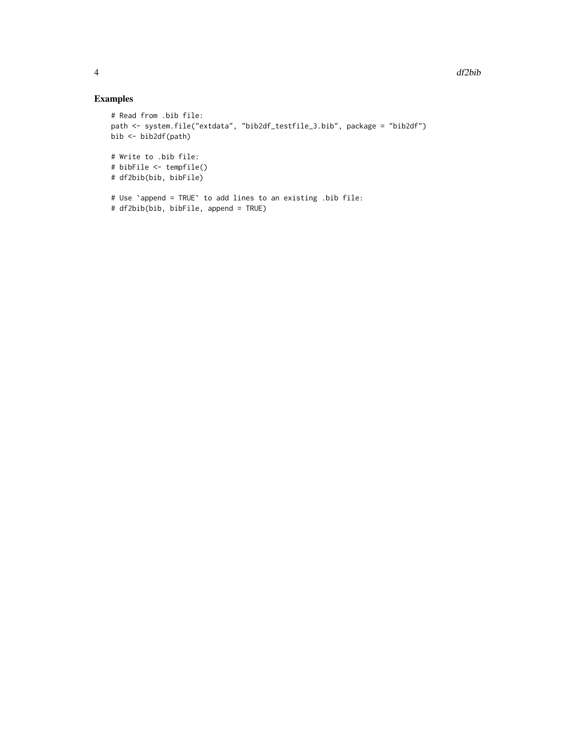## Examples

```
# Read from .bib file:
path <- system.file("extdata", "bib2df_testfile_3.bib", package = "bib2df")
bib <- bib2df(path)

# Write to .bib file:
# bibFile <- tempfile()
# df2bib(bib, bibFile)

# Use `append = TRUE` to add lines to an existing .bib file:
# df2bib(bib, bibFile, append = TRUE)
```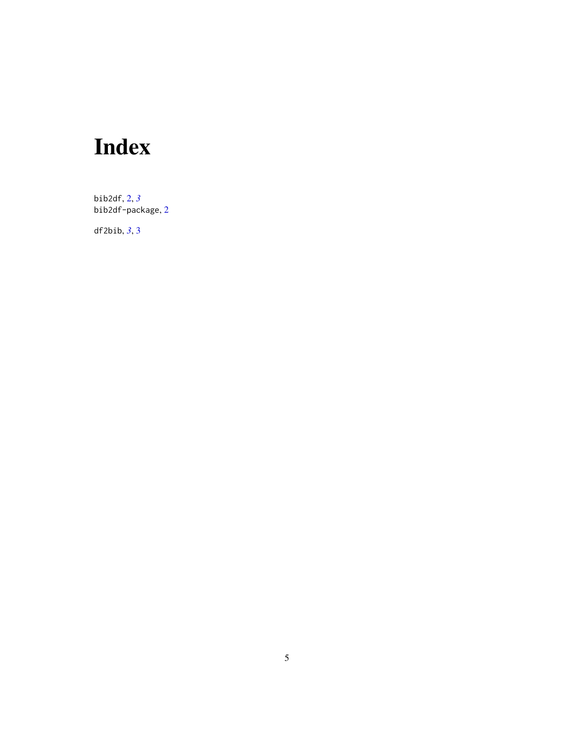# Index

bib2df, 2, *3*
bib2df-package, 2

df2bib, *3*, 3